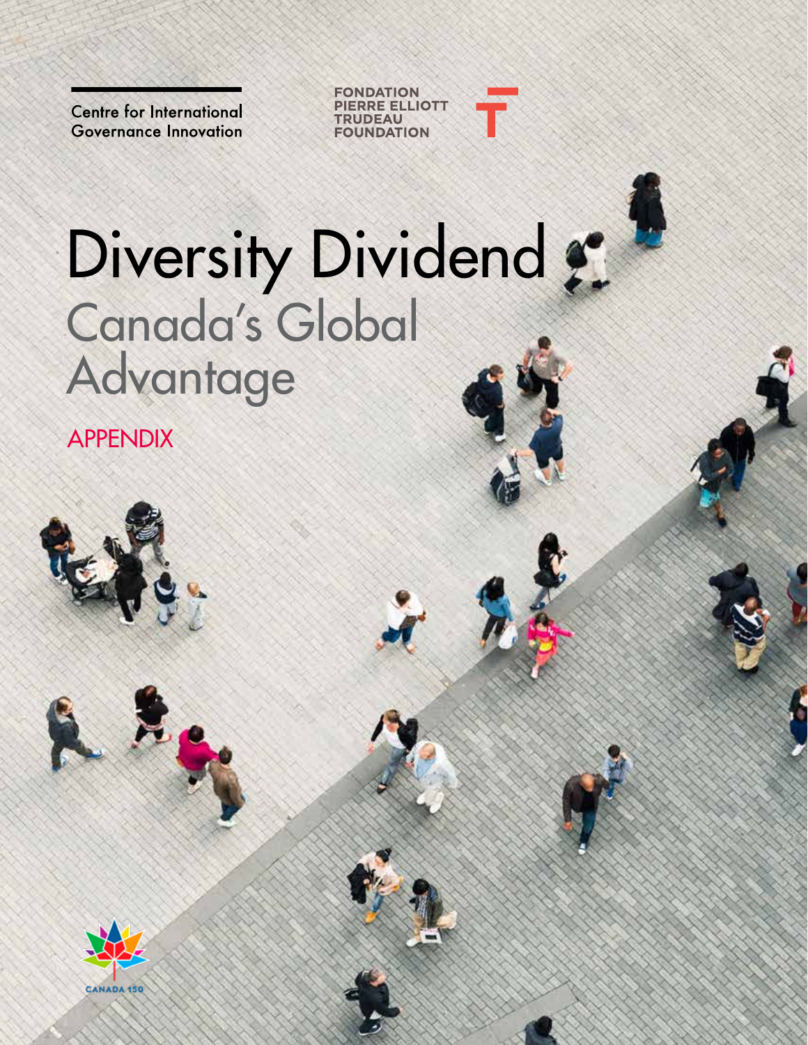Centre for International Governance Innovation

FONDATION PIERRE ELLIOTT TRUDEAU FOUNDATION

# Diversity Dividend
## Canada's Global Advantage

APPENDIX

CANADA 150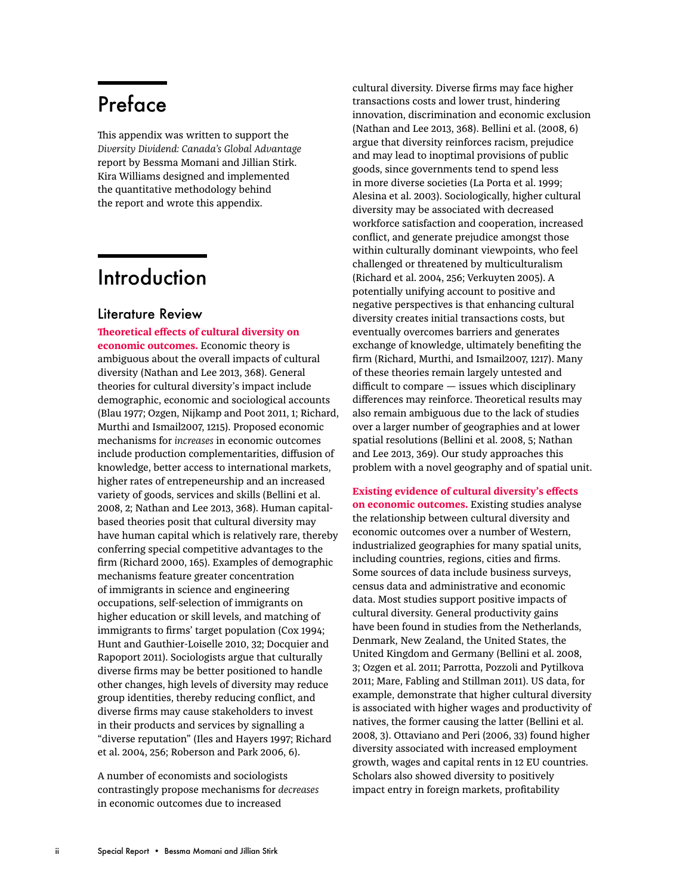# Preface

This appendix was written to support the *Diversity Dividend: Canada's Global Advantage* report by Bessma Momani and Jillian Stirk. Kira Williams designed and implemented the quantitative methodology behind the report and wrote this appendix.

# Introduction

## Literature Review

**Theoretical effects of cultural diversity on economic outcomes.** Economic theory is ambiguous about the overall impacts of cultural diversity (Nathan and Lee 2013, 368). General theories for cultural diversity's impact include demographic, economic and sociological accounts (Blau 1977; Ozgen, Nijkamp and Poot 2011, 1; Richard, Murthi and Ismail2007, 1215). Proposed economic mechanisms for *increases* in economic outcomes include production complementarities, diffusion of knowledge, better access to international markets, higher rates of entrepeneurship and an increased variety of goods, services and skills (Bellini et al. 2008, 2; Nathan and Lee 2013, 368). Human capital-based theories posit that cultural diversity may have human capital which is relatively rare, thereby conferring special competitive advantages to the firm (Richard 2000, 165). Examples of demographic mechanisms feature greater concentration of immigrants in science and engineering occupations, self-selection of immigrants on higher education or skill levels, and matching of immigrants to firms' target population (Cox 1994; Hunt and Gauthier-Loiselle 2010, 32; Docquier and Rapoport 2011). Sociologists argue that culturally diverse firms may be better positioned to handle other changes, high levels of diversity may reduce group identities, thereby reducing conflict, and diverse firms may cause stakeholders to invest in their products and services by signalling a "diverse reputation" (Iles and Hayers 1997; Richard et al. 2004, 256; Roberson and Park 2006, 6).

A number of economists and sociologists contrastingly propose mechanisms for *decreases* in economic outcomes due to increased cultural diversity. Diverse firms may face higher transactions costs and lower trust, hindering innovation, discrimination and economic exclusion (Nathan and Lee 2013, 368). Bellini et al. (2008, 6) argue that diversity reinforces racism, prejudice and may lead to inoptimal provisions of public goods, since governments tend to spend less in more diverse societies (La Porta et al. 1999; Alesina et al. 2003). Sociologically, higher cultural diversity may be associated with decreased workforce satisfaction and cooperation, increased conflict, and generate prejudice amongst those within culturally dominant viewpoints, who feel challenged or threatened by multiculturalism (Richard et al. 2004, 256; Verkuyten 2005). A potentially unifying account to positive and negative perspectives is that enhancing cultural diversity creates initial transactions costs, but eventually overcomes barriers and generates exchange of knowledge, ultimately benefiting the firm (Richard, Murthi, and Ismail2007, 1217). Many of these theories remain largely untested and difficult to compare — issues which disciplinary differences may reinforce. Theoretical results may also remain ambiguous due to the lack of studies over a larger number of geographies and at lower spatial resolutions (Bellini et al. 2008, 5; Nathan and Lee 2013, 369). Our study approaches this problem with a novel geography and of spatial unit.

**Existing evidence of cultural diversity's effects on economic outcomes.** Existing studies analyse the relationship between cultural diversity and economic outcomes over a number of Western, industrialized geographies for many spatial units, including countries, regions, cities and firms. Some sources of data include business surveys, census data and administrative and economic data. Most studies support positive impacts of cultural diversity. General productivity gains have been found in studies from the Netherlands, Denmark, New Zealand, the United States, the United Kingdom and Germany (Bellini et al. 2008, 3; Ozgen et al. 2011; Parrotta, Pozzoli and Pytilkova 2011; Mare, Fabling and Stillman 2011). US data, for example, demonstrate that higher cultural diversity is associated with higher wages and productivity of natives, the former causing the latter (Bellini et al. 2008, 3). Ottaviano and Peri (2006, 33) found higher diversity associated with increased employment growth, wages and capital rents in 12 EU countries. Scholars also showed diversity to positively impact entry in foreign markets, profitability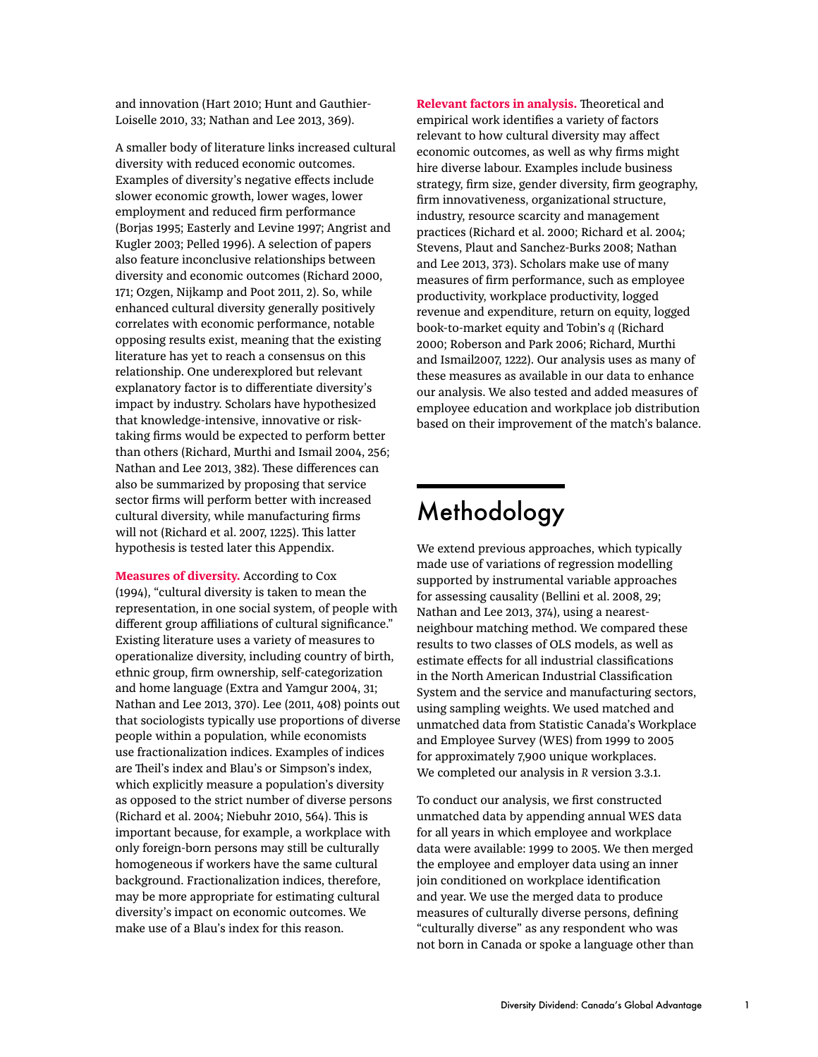and innovation (Hart 2010; Hunt and Gauthier-Loiselle 2010, 33; Nathan and Lee 2013, 369).

A smaller body of literature links increased cultural diversity with reduced economic outcomes. Examples of diversity's negative effects include slower economic growth, lower wages, lower employment and reduced firm performance (Borjas 1995; Easterly and Levine 1997; Angrist and Kugler 2003; Pelled 1996). A selection of papers also feature inconclusive relationships between diversity and economic outcomes (Richard 2000, 171; Ozgen, Nijkamp and Poot 2011, 2). So, while enhanced cultural diversity generally positively correlates with economic performance, notable opposing results exist, meaning that the existing literature has yet to reach a consensus on this relationship. One underexplored but relevant explanatory factor is to differentiate diversity's impact by industry. Scholars have hypothesized that knowledge-intensive, innovative or risk-taking firms would be expected to perform better than others (Richard, Murthi and Ismail 2004, 256; Nathan and Lee 2013, 382). These differences can also be summarized by proposing that service sector firms will perform better with increased cultural diversity, while manufacturing firms will not (Richard et al. 2007, 1225). This latter hypothesis is tested later this Appendix.

**Measures of diversity.** According to Cox (1994), "cultural diversity is taken to mean the representation, in one social system, of people with different group affiliations of cultural significance." Existing literature uses a variety of measures to operationalize diversity, including country of birth, ethnic group, firm ownership, self-categorization and home language (Extra and Yamgur 2004, 31; Nathan and Lee 2013, 370). Lee (2011, 408) points out that sociologists typically use proportions of diverse people within a population, while economists use fractionalization indices. Examples of indices are Theil's index and Blau's or Simpson's index, which explicitly measure a population's diversity as opposed to the strict number of diverse persons (Richard et al. 2004; Niebuhr 2010, 564). This is important because, for example, a workplace with only foreign-born persons may still be culturally homogeneous if workers have the same cultural background. Fractionalization indices, therefore, may be more appropriate for estimating cultural diversity's impact on economic outcomes. We make use of a Blau's index for this reason.

**Relevant factors in analysis.** Theoretical and empirical work identifies a variety of factors relevant to how cultural diversity may affect economic outcomes, as well as why firms might hire diverse labour. Examples include business strategy, firm size, gender diversity, firm geography, firm innovativeness, organizational structure, industry, resource scarcity and management practices (Richard et al. 2000; Richard et al. 2004; Stevens, Plaut and Sanchez-Burks 2008; Nathan and Lee 2013, 373). Scholars make use of many measures of firm performance, such as employee productivity, workplace productivity, logged revenue and expenditure, return on equity, logged book-to-market equity and Tobin's *q* (Richard 2000; Roberson and Park 2006; Richard, Murthi and Ismail2007, 1222). Our analysis uses as many of these measures as available in our data to enhance our analysis. We also tested and added measures of employee education and workplace job distribution based on their improvement of the match's balance.

## Methodology

We extend previous approaches, which typically made use of variations of regression modelling supported by instrumental variable approaches for assessing causality (Bellini et al. 2008, 29; Nathan and Lee 2013, 374), using a nearest-neighbour matching method. We compared these results to two classes of OLS models, as well as estimate effects for all industrial classifications in the North American Industrial Classification System and the service and manufacturing sectors, using sampling weights. We used matched and unmatched data from Statistic Canada's Workplace and Employee Survey (WES) from 1999 to 2005 for approximately 7,900 unique workplaces. We completed our analysis in *R* version 3.3.1.

To conduct our analysis, we first constructed unmatched data by appending annual WES data for all years in which employee and workplace data were available: 1999 to 2005. We then merged the employee and employer data using an inner join conditioned on workplace identification and year. We use the merged data to produce measures of culturally diverse persons, defining "culturally diverse" as any respondent who was not born in Canada or spoke a language other than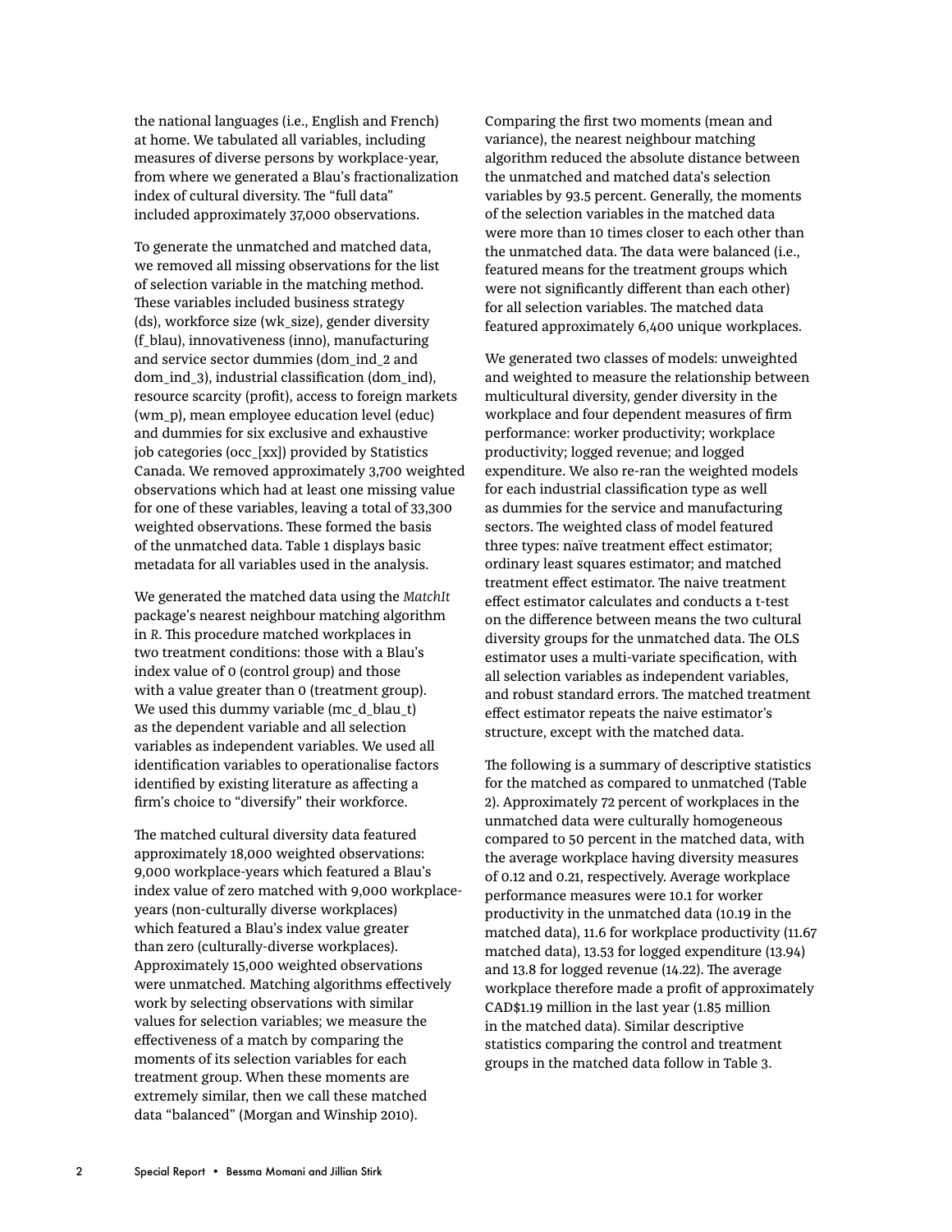the national languages (i.e., English and French) at home. We tabulated all variables, including measures of diverse persons by workplace-year, from where we generated a Blau's fractionalization index of cultural diversity. The "full data" included approximately 37,000 observations.

To generate the unmatched and matched data, we removed all missing observations for the list of selection variable in the matching method. These variables included business strategy (ds), workforce size (wk_size), gender diversity (f_blau), innovativeness (inno), manufacturing and service sector dummies (dom_ind_2 and dom_ind_3), industrial classification (dom_ind), resource scarcity (profit), access to foreign markets (wm_p), mean employee education level (educ) and dummies for six exclusive and exhaustive job categories (occ_[xx]) provided by Statistics Canada. We removed approximately 3,700 weighted observations which had at least one missing value for one of these variables, leaving a total of 33,300 weighted observations. These formed the basis of the unmatched data. Table 1 displays basic metadata for all variables used in the analysis.

We generated the matched data using the *MatchIt* package's nearest neighbour matching algorithm in *R*. This procedure matched workplaces in two treatment conditions: those with a Blau's index value of 0 (control group) and those with a value greater than 0 (treatment group). We used this dummy variable (mc_d_blau_t) as the dependent variable and all selection variables as independent variables. We used all identification variables to operationalise factors identified by existing literature as affecting a firm's choice to "diversify" their workforce.

The matched cultural diversity data featured approximately 18,000 weighted observations: 9,000 workplace-years which featured a Blau's index value of zero matched with 9,000 workplace-years (non-culturally diverse workplaces) which featured a Blau's index value greater than zero (culturally-diverse workplaces). Approximately 15,000 weighted observations were unmatched. Matching algorithms effectively work by selecting observations with similar values for selection variables; we measure the effectiveness of a match by comparing the moments of its selection variables for each treatment group. When these moments are extremely similar, then we call these matched data "balanced" (Morgan and Winship 2010).

Comparing the first two moments (mean and variance), the nearest neighbour matching algorithm reduced the absolute distance between the unmatched and matched data's selection variables by 93.5 percent. Generally, the moments of the selection variables in the matched data were more than 10 times closer to each other than the unmatched data. The data were balanced (i.e., featured means for the treatment groups which were not significantly different than each other) for all selection variables. The matched data featured approximately 6,400 unique workplaces.

We generated two classes of models: unweighted and weighted to measure the relationship between multicultural diversity, gender diversity in the workplace and four dependent measures of firm performance: worker productivity; workplace productivity; logged revenue; and logged expenditure. We also re-ran the weighted models for each industrial classification type as well as dummies for the service and manufacturing sectors. The weighted class of model featured three types: naïve treatment effect estimator; ordinary least squares estimator; and matched treatment effect estimator. The naive treatment effect estimator calculates and conducts a t-test on the difference between means the two cultural diversity groups for the unmatched data. The OLS estimator uses a multi-variate specification, with all selection variables as independent variables, and robust standard errors. The matched treatment effect estimator repeats the naive estimator's structure, except with the matched data.

The following is a summary of descriptive statistics for the matched as compared to unmatched (Table 2). Approximately 72 percent of workplaces in the unmatched data were culturally homogeneous compared to 50 percent in the matched data, with the average workplace having diversity measures of 0.12 and 0.21, respectively. Average workplace performance measures were 10.1 for worker productivity in the unmatched data (10.19 in the matched data), 11.6 for workplace productivity (11.67 matched data), 13.53 for logged expenditure (13.94) and 13.8 for logged revenue (14.22). The average workplace therefore made a profit of approximately CAD$1.19 million in the last year (1.85 million in the matched data). Similar descriptive statistics comparing the control and treatment groups in the matched data follow in Table 3.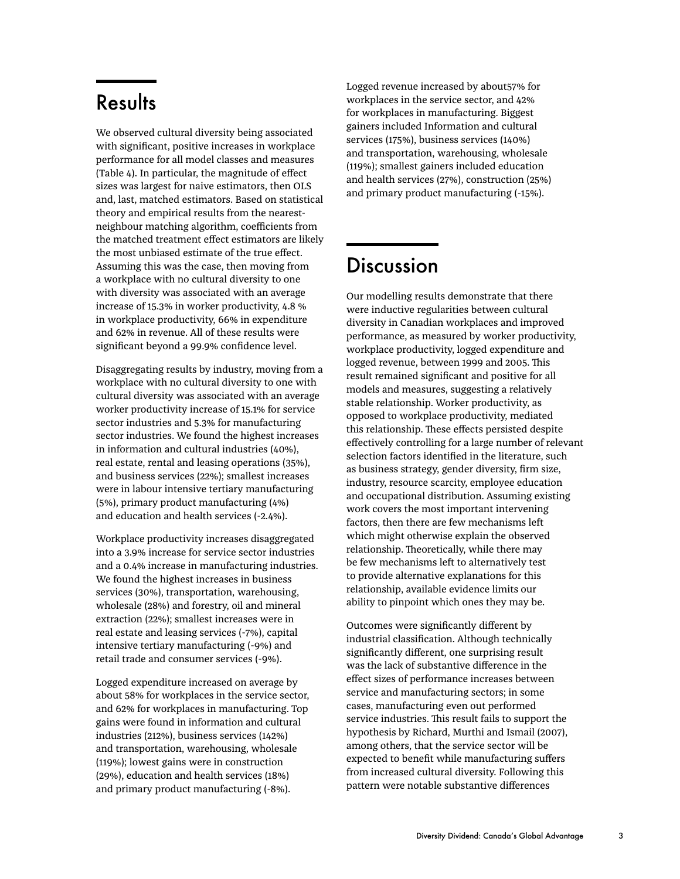## Results

We observed cultural diversity being associated with significant, positive increases in workplace performance for all model classes and measures (Table 4). In particular, the magnitude of effect sizes was largest for naive estimators, then OLS and, last, matched estimators. Based on statistical theory and empirical results from the nearest-neighbour matching algorithm, coefficients from the matched treatment effect estimators are likely the most unbiased estimate of the true effect. Assuming this was the case, then moving from a workplace with no cultural diversity to one with diversity was associated with an average increase of 15.3% in worker productivity, 4.8 % in workplace productivity, 66% in expenditure and 62% in revenue. All of these results were significant beyond a 99.9% confidence level.

Disaggregating results by industry, moving from a workplace with no cultural diversity to one with cultural diversity was associated with an average worker productivity increase of 15.1% for service sector industries and 5.3% for manufacturing sector industries. We found the highest increases in information and cultural industries (40%), real estate, rental and leasing operations (35%), and business services (22%); smallest increases were in labour intensive tertiary manufacturing (5%), primary product manufacturing (4%) and education and health services (-2.4%).

Workplace productivity increases disaggregated into a 3.9% increase for service sector industries and a 0.4% increase in manufacturing industries. We found the highest increases in business services (30%), transportation, warehousing, wholesale (28%) and forestry, oil and mineral extraction (22%); smallest increases were in real estate and leasing services (-7%), capital intensive tertiary manufacturing (-9%) and retail trade and consumer services (-9%).

Logged expenditure increased on average by about 58% for workplaces in the service sector, and 62% for workplaces in manufacturing. Top gains were found in information and cultural industries (212%), business services (142%) and transportation, warehousing, wholesale (119%); lowest gains were in construction (29%), education and health services (18%) and primary product manufacturing (-8%).

Logged revenue increased by about57% for workplaces in the service sector, and 42% for workplaces in manufacturing. Biggest gainers included Information and cultural services (175%), business services (140%) and transportation, warehousing, wholesale (119%); smallest gainers included education and health services (27%), construction (25%) and primary product manufacturing (-15%).

## Discussion

Our modelling results demonstrate that there were inductive regularities between cultural diversity in Canadian workplaces and improved performance, as measured by worker productivity, workplace productivity, logged expenditure and logged revenue, between 1999 and 2005. This result remained significant and positive for all models and measures, suggesting a relatively stable relationship. Worker productivity, as opposed to workplace productivity, mediated this relationship. These effects persisted despite effectively controlling for a large number of relevant selection factors identified in the literature, such as business strategy, gender diversity, firm size, industry, resource scarcity, employee education and occupational distribution. Assuming existing work covers the most important intervening factors, then there are few mechanisms left which might otherwise explain the observed relationship. Theoretically, while there may be few mechanisms left to alternatively test to provide alternative explanations for this relationship, available evidence limits our ability to pinpoint which ones they may be.

Outcomes were significantly different by industrial classification. Although technically significantly different, one surprising result was the lack of substantive difference in the effect sizes of performance increases between service and manufacturing sectors; in some cases, manufacturing even out performed service industries. This result fails to support the hypothesis by Richard, Murthi and Ismail (2007), among others, that the service sector will be expected to benefit while manufacturing suffers from increased cultural diversity. Following this pattern were notable substantive differences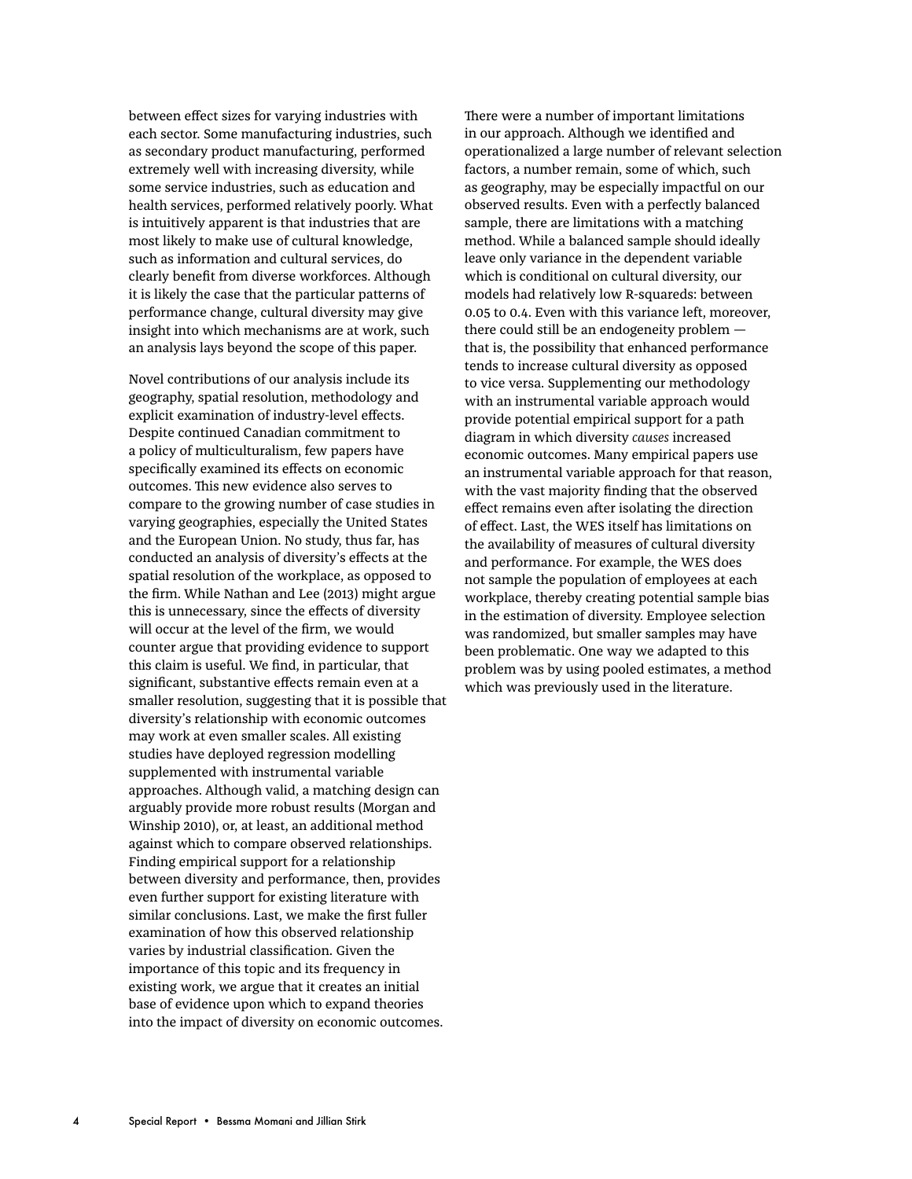between effect sizes for varying industries with each sector. Some manufacturing industries, such as secondary product manufacturing, performed extremely well with increasing diversity, while some service industries, such as education and health services, performed relatively poorly. What is intuitively apparent is that industries that are most likely to make use of cultural knowledge, such as information and cultural services, do clearly benefit from diverse workforces. Although it is likely the case that the particular patterns of performance change, cultural diversity may give insight into which mechanisms are at work, such an analysis lays beyond the scope of this paper.

Novel contributions of our analysis include its geography, spatial resolution, methodology and explicit examination of industry-level effects. Despite continued Canadian commitment to a policy of multiculturalism, few papers have specifically examined its effects on economic outcomes. This new evidence also serves to compare to the growing number of case studies in varying geographies, especially the United States and the European Union. No study, thus far, has conducted an analysis of diversity's effects at the spatial resolution of the workplace, as opposed to the firm. While Nathan and Lee (2013) might argue this is unnecessary, since the effects of diversity will occur at the level of the firm, we would counter argue that providing evidence to support this claim is useful. We find, in particular, that significant, substantive effects remain even at a smaller resolution, suggesting that it is possible that diversity's relationship with economic outcomes may work at even smaller scales. All existing studies have deployed regression modelling supplemented with instrumental variable approaches. Although valid, a matching design can arguably provide more robust results (Morgan and Winship 2010), or, at least, an additional method against which to compare observed relationships. Finding empirical support for a relationship between diversity and performance, then, provides even further support for existing literature with similar conclusions. Last, we make the first fuller examination of how this observed relationship varies by industrial classification. Given the importance of this topic and its frequency in existing work, we argue that it creates an initial base of evidence upon which to expand theories into the impact of diversity on economic outcomes.

There were a number of important limitations in our approach. Although we identified and operationalized a large number of relevant selection factors, a number remain, some of which, such as geography, may be especially impactful on our observed results. Even with a perfectly balanced sample, there are limitations with a matching method. While a balanced sample should ideally leave only variance in the dependent variable which is conditional on cultural diversity, our models had relatively low R-squareds: between 0.05 to 0.4. Even with this variance left, moreover, there could still be an endogeneity problem — that is, the possibility that enhanced performance tends to increase cultural diversity as opposed to vice versa. Supplementing our methodology with an instrumental variable approach would provide potential empirical support for a path diagram in which diversity *causes* increased economic outcomes. Many empirical papers use an instrumental variable approach for that reason, with the vast majority finding that the observed effect remains even after isolating the direction of effect. Last, the WES itself has limitations on the availability of measures of cultural diversity and performance. For example, the WES does not sample the population of employees at each workplace, thereby creating potential sample bias in the estimation of diversity. Employee selection was randomized, but smaller samples may have been problematic. One way we adapted to this problem was by using pooled estimates, a method which was previously used in the literature.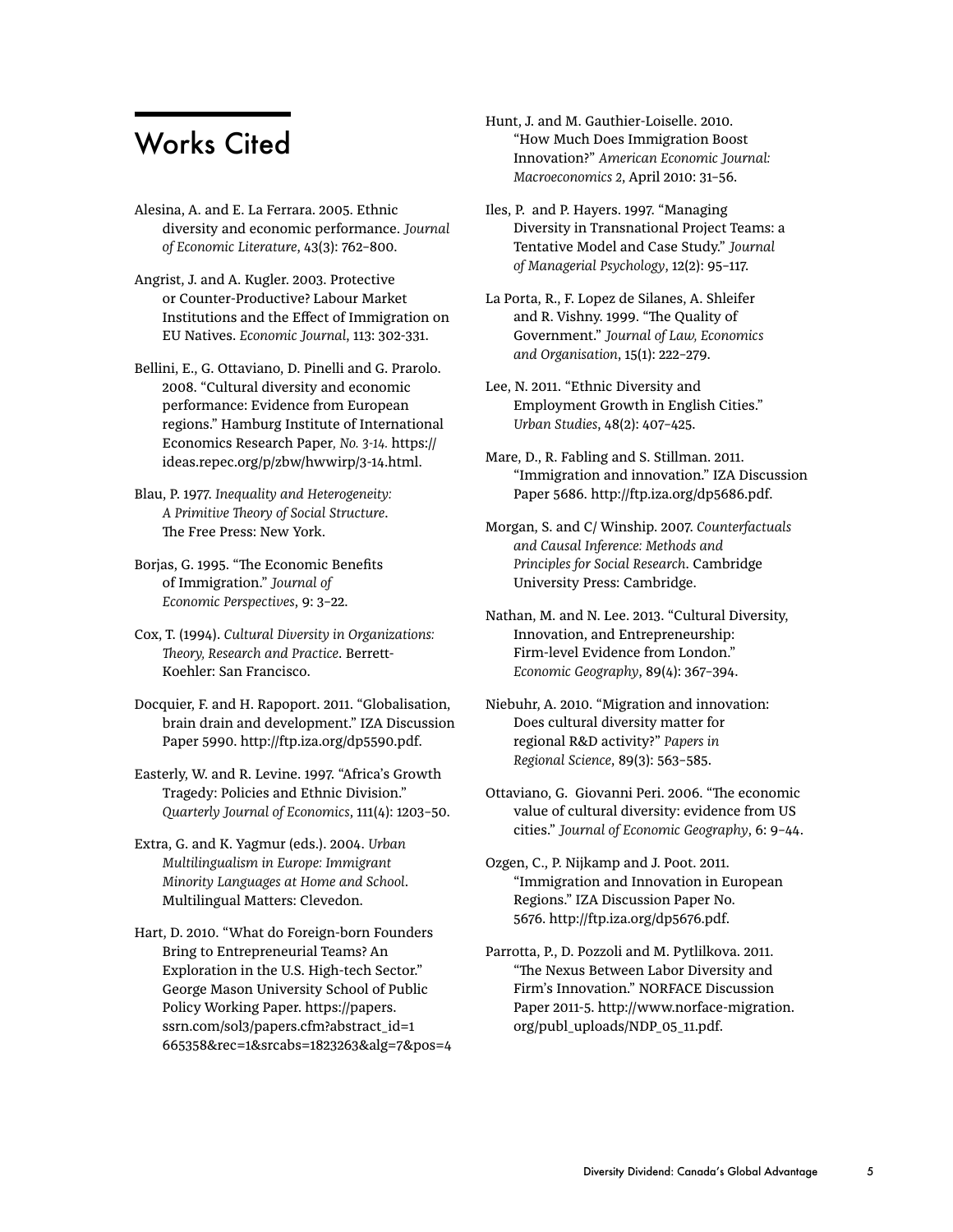# Works Cited

Alesina, A. and E. La Ferrara. 2005. Ethnic diversity and economic performance. *Journal of Economic Literature*, 43(3): 762–800.

Angrist, J. and A. Kugler. 2003. Protective or Counter-Productive? Labour Market Institutions and the Effect of Immigration on EU Natives. *Economic Journal*, 113: 302-331.

Bellini, E., G. Ottaviano, D. Pinelli and G. Prarolo. 2008. "Cultural diversity and economic performance: Evidence from European regions." Hamburg Institute of International Economics Research Paper, *No. 3-14*. https://ideas.repec.org/p/zbw/hwwirp/3-14.html.

Blau, P. 1977. *Inequality and Heterogeneity: A Primitive Theory of Social Structure*. The Free Press: New York.

Borjas, G. 1995. "The Economic Benefits of Immigration." *Journal of Economic Perspectives*, 9: 3–22.

Cox, T. (1994). *Cultural Diversity in Organizations: Theory, Research and Practice*. Berrett-Koehler: San Francisco.

Docquier, F. and H. Rapoport. 2011. "Globalisation, brain drain and development." IZA Discussion Paper 5990. http://ftp.iza.org/dp5590.pdf.

Easterly, W. and R. Levine. 1997. "Africa's Growth Tragedy: Policies and Ethnic Division." *Quarterly Journal of Economics*, 111(4): 1203–50.

Extra, G. and K. Yagmur (eds.). 2004. *Urban Multilingualism in Europe: Immigrant Minority Languages at Home and School*. Multilingual Matters: Clevedon.

Hart, D. 2010. "What do Foreign-born Founders Bring to Entrepreneurial Teams? An Exploration in the U.S. High-tech Sector." George Mason University School of Public Policy Working Paper. https://papers.ssrn.com/sol3/papers.cfm?abstract_id=1665358&rec=1&srcabs=1823263&alg=7&pos=4

Hunt, J. and M. Gauthier-Loiselle. 2010. "How Much Does Immigration Boost Innovation?" *American Economic Journal: Macroeconomics 2*, April 2010: 31–56.

Iles, P. and P. Hayers. 1997. "Managing Diversity in Transnational Project Teams: a Tentative Model and Case Study." *Journal of Managerial Psychology*, 12(2): 95–117.

La Porta, R., F. Lopez de Silanes, A. Shleifer and R. Vishny. 1999. "The Quality of Government." *Journal of Law, Economics and Organisation*, 15(1): 222–279.

Lee, N. 2011. "Ethnic Diversity and Employment Growth in English Cities." *Urban Studies*, 48(2): 407–425.

Mare, D., R. Fabling and S. Stillman. 2011. "Immigration and innovation." IZA Discussion Paper 5686. http://ftp.iza.org/dp5686.pdf.

Morgan, S. and C/ Winship. 2007. *Counterfactuals and Causal Inference: Methods and Principles for Social Research*. Cambridge University Press: Cambridge.

Nathan, M. and N. Lee. 2013. "Cultural Diversity, Innovation, and Entrepreneurship: Firm-level Evidence from London." *Economic Geography*, 89(4): 367–394.

Niebuhr, A. 2010. "Migration and innovation: Does cultural diversity matter for regional R&D activity?" *Papers in Regional Science*, 89(3): 563–585.

Ottaviano, G. Giovanni Peri. 2006. "The economic value of cultural diversity: evidence from US cities." *Journal of Economic Geography*, 6: 9–44.

Ozgen, C., P. Nijkamp and J. Poot. 2011. "Immigration and Innovation in European Regions." IZA Discussion Paper No. 5676. http://ftp.iza.org/dp5676.pdf.

Parrotta, P., D. Pozzoli and M. Pytlilkova. 2011. "The Nexus Between Labor Diversity and Firm's Innovation." NORFACE Discussion Paper 2011-5. http://www.norface-migration.org/publ_uploads/NDP_05_11.pdf.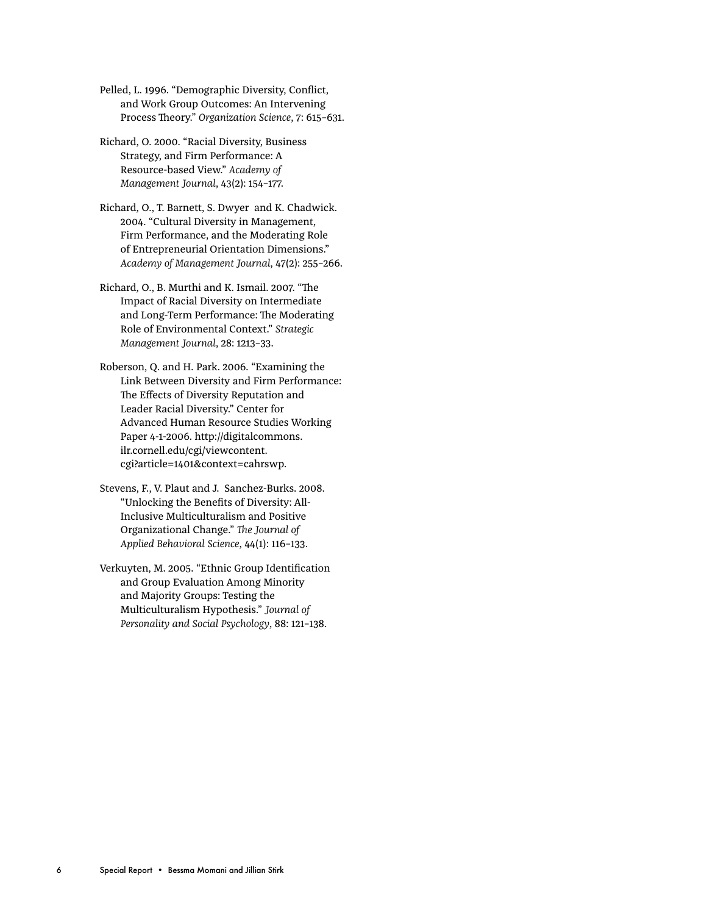Pelled, L. 1996. "Demographic Diversity, Conflict, and Work Group Outcomes: An Intervening Process Theory." *Organization Science*, 7: 615–631.

Richard, O. 2000. "Racial Diversity, Business Strategy, and Firm Performance: A Resource-based View." *Academy of Management Journal*, 43(2): 154–177.

Richard, O., T. Barnett, S. Dwyer and K. Chadwick. 2004. "Cultural Diversity in Management, Firm Performance, and the Moderating Role of Entrepreneurial Orientation Dimensions." *Academy of Management Journal*, 47(2): 255–266.

Richard, O., B. Murthi and K. Ismail. 2007. "The Impact of Racial Diversity on Intermediate and Long-Term Performance: The Moderating Role of Environmental Context." *Strategic Management Journal*, 28: 1213–33.

Roberson, Q. and H. Park. 2006. "Examining the Link Between Diversity and Firm Performance: The Effects of Diversity Reputation and Leader Racial Diversity." Center for Advanced Human Resource Studies Working Paper 4-1-2006. http://digitalcommons.ilr.cornell.edu/cgi/viewcontent.cgi?article=1401&context=cahrswp.

Stevens, F., V. Plaut and J. Sanchez-Burks. 2008. "Unlocking the Benefits of Diversity: All-Inclusive Multiculturalism and Positive Organizational Change." *The Journal of Applied Behavioral Science*, 44(1): 116–133.

Verkuyten, M. 2005. "Ethnic Group Identification and Group Evaluation Among Minority and Majority Groups: Testing the Multiculturalism Hypothesis." *Journal of Personality and Social Psychology*, 88: 121–138.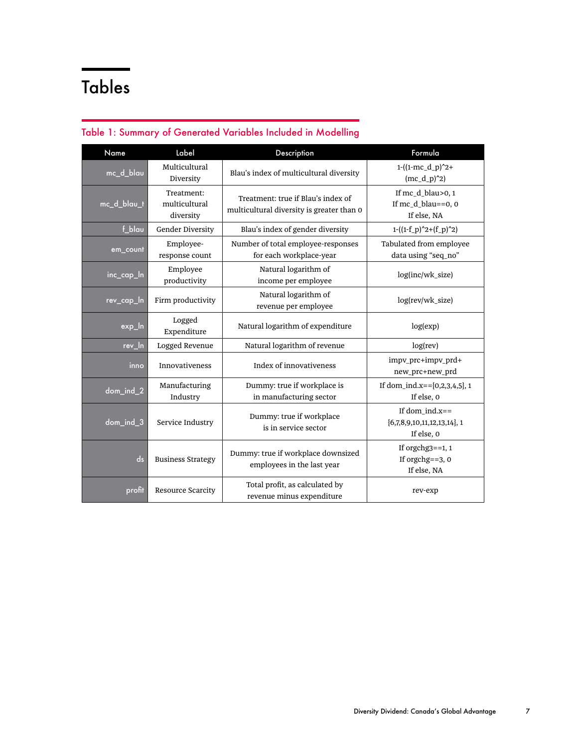# Tables

## Table 1: Summary of Generated Variables Included in Modelling

| Name | Label | Description | Formula |
|---|---|---|---|
| mc_d_blau | Multicultural Diversity | Blau's index of multicultural diversity | 1-((1-mc_d_p)^2+ (mc_d_p)^2) |
| mc_d_blau_t | Treatment: multicultural diversity | Treatment: true if Blau's index of multicultural diversity is greater than 0 | If mc_d_blau>0, 1<br>If mc_d_blau==0, 0<br>If else, NA |
| f_blau | Gender Diversity | Blau's index of gender diversity | 1-((1-f_p)^2+(f_p)^2) |
| em_count | Employee-response count | Number of total employee-responses for each workplace-year | Tabulated from employee data using "seq_no" |
| inc_cap_ln | Employee productivity | Natural logarithm of income per employee | log(inc/wk_size) |
| rev_cap_ln | Firm productivity | Natural logarithm of revenue per employee | log(rev/wk_size) |
| exp_ln | Logged Expenditure | Natural logarithm of expenditure | log(exp) |
| rev_ln | Logged Revenue | Natural logarithm of revenue | log(rev) |
| inno | Innovativeness | Index of innovativeness | impv_prc+impv_prd+ new_prc+new_prd |
| dom_ind_2 | Manufacturing Industry | Dummy: true if workplace is in manufacturing sector | If dom_ind.x=={0,2,3,4,5}, 1<br>If else, 0 |
| dom_ind_3 | Service Industry | Dummy: true if workplace is in service sector | If dom_ind.x== {6,7,8,9,10,11,12,13,14}, 1<br>If else, 0 |
| ds | Business Strategy | Dummy: true if workplace downsized employees in the last year | If orgchg3==1, 1<br>If orgchg==3, 0<br>If else, NA |
| profit | Resource Scarcity | Total profit, as calculated by revenue minus expenditure | rev-exp |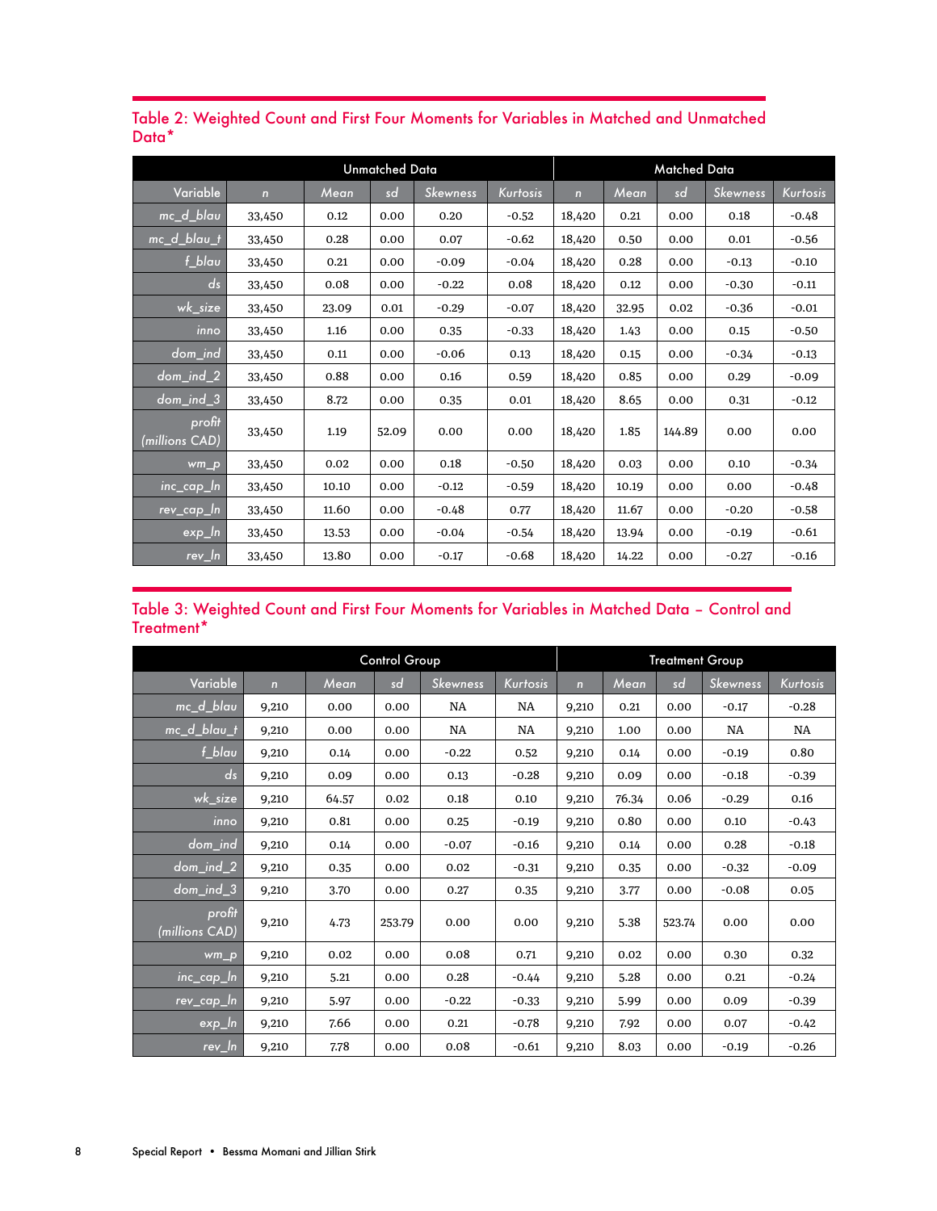## Table 2: Weighted Count and First Four Moments for Variables in Matched and Unmatched Data*

| | Unmatched Data | | | | | Matched Data | | | | |
|---|---|---|---|---|---|---|---|---|---|---|
| Variable | n | Mean | sd | Skewness | Kurtosis | n | Mean | sd | Skewness | Kurtosis |
| mc_d_blau | 33,450 | 0.12 | 0.00 | 0.20 | -0.52 | 18,420 | 0.21 | 0.00 | 0.18 | -0.48 |
| mc_d_blau_t | 33,450 | 0.28 | 0.00 | 0.07 | -0.62 | 18,420 | 0.50 | 0.00 | 0.01 | -0.56 |
| f_blau | 33,450 | 0.21 | 0.00 | -0.09 | -0.04 | 18,420 | 0.28 | 0.00 | -0.13 | -0.10 |
| ds | 33,450 | 0.08 | 0.00 | -0.22 | 0.08 | 18,420 | 0.12 | 0.00 | -0.30 | -0.11 |
| wk_size | 33,450 | 23.09 | 0.01 | -0.29 | -0.07 | 18,420 | 32.95 | 0.02 | -0.36 | -0.01 |
| inno | 33,450 | 1.16 | 0.00 | 0.35 | -0.33 | 18,420 | 1.43 | 0.00 | 0.15 | -0.50 |
| dom_ind | 33,450 | 0.11 | 0.00 | -0.06 | 0.13 | 18,420 | 0.15 | 0.00 | -0.34 | -0.13 |
| dom_ind_2 | 33,450 | 0.88 | 0.00 | 0.16 | 0.59 | 18,420 | 0.85 | 0.00 | 0.29 | -0.09 |
| dom_ind_3 | 33,450 | 8.72 | 0.00 | 0.35 | 0.01 | 18,420 | 8.65 | 0.00 | 0.31 | -0.12 |
| profit (millions CAD) | 33,450 | 1.19 | 52.09 | 0.00 | 0.00 | 18,420 | 1.85 | 144.89 | 0.00 | 0.00 |
| wm_p | 33,450 | 0.02 | 0.00 | 0.18 | -0.50 | 18,420 | 0.03 | 0.00 | 0.10 | -0.34 |
| inc_cap_ln | 33,450 | 10.10 | 0.00 | -0.12 | -0.59 | 18,420 | 10.19 | 0.00 | 0.00 | -0.48 |
| rev_cap_ln | 33,450 | 11.60 | 0.00 | -0.48 | 0.77 | 18,420 | 11.67 | 0.00 | -0.20 | -0.58 |
| exp_ln | 33,450 | 13.53 | 0.00 | -0.04 | -0.54 | 18,420 | 13.94 | 0.00 | -0.19 | -0.61 |
| rev_ln | 33,450 | 13.80 | 0.00 | -0.17 | -0.68 | 18,420 | 14.22 | 0.00 | -0.27 | -0.16 |

## Table 3: Weighted Count and First Four Moments for Variables in Matched Data – Control and Treatment*

| | Control Group | | | | | Treatment Group | | | | |
|---|---|---|---|---|---|---|---|---|---|---|
| Variable | n | Mean | sd | Skewness | Kurtosis | n | Mean | sd | Skewness | Kurtosis |
| mc_d_blau | 9,210 | 0.00 | 0.00 | NA | NA | 9,210 | 0.21 | 0.00 | -0.17 | -0.28 |
| mc_d_blau_t | 9,210 | 0.00 | 0.00 | NA | NA | 9,210 | 1.00 | 0.00 | NA | NA |
| f_blau | 9,210 | 0.14 | 0.00 | -0.22 | 0.52 | 9,210 | 0.14 | 0.00 | -0.19 | 0.80 |
| ds | 9,210 | 0.09 | 0.00 | 0.13 | -0.28 | 9,210 | 0.09 | 0.00 | -0.18 | -0.39 |
| wk_size | 9,210 | 64.57 | 0.02 | 0.18 | 0.10 | 9,210 | 76.34 | 0.06 | -0.29 | 0.16 |
| inno | 9,210 | 0.81 | 0.00 | 0.25 | -0.19 | 9,210 | 0.80 | 0.00 | 0.10 | -0.43 |
| dom_ind | 9,210 | 0.14 | 0.00 | -0.07 | -0.16 | 9,210 | 0.14 | 0.00 | 0.28 | -0.18 |
| dom_ind_2 | 9,210 | 0.35 | 0.00 | 0.02 | -0.31 | 9,210 | 0.35 | 0.00 | -0.32 | -0.09 |
| dom_ind_3 | 9,210 | 3.70 | 0.00 | 0.27 | 0.35 | 9,210 | 3.77 | 0.00 | -0.08 | 0.05 |
| profit (millions CAD) | 9,210 | 4.73 | 253.79 | 0.00 | 0.00 | 9,210 | 5.38 | 523.74 | 0.00 | 0.00 |
| wm_p | 9,210 | 0.02 | 0.00 | 0.08 | 0.71 | 9,210 | 0.02 | 0.00 | 0.30 | 0.32 |
| inc_cap_ln | 9,210 | 5.21 | 0.00 | 0.28 | -0.44 | 9,210 | 5.28 | 0.00 | 0.21 | -0.24 |
| rev_cap_ln | 9,210 | 5.97 | 0.00 | -0.22 | -0.33 | 9,210 | 5.99 | 0.00 | 0.09 | -0.39 |
| exp_ln | 9,210 | 7.66 | 0.00 | 0.21 | -0.78 | 9,210 | 7.92 | 0.00 | 0.07 | -0.42 |
| rev_ln | 9,210 | 7.78 | 0.00 | 0.08 | -0.61 | 9,210 | 8.03 | 0.00 | -0.19 | -0.26 |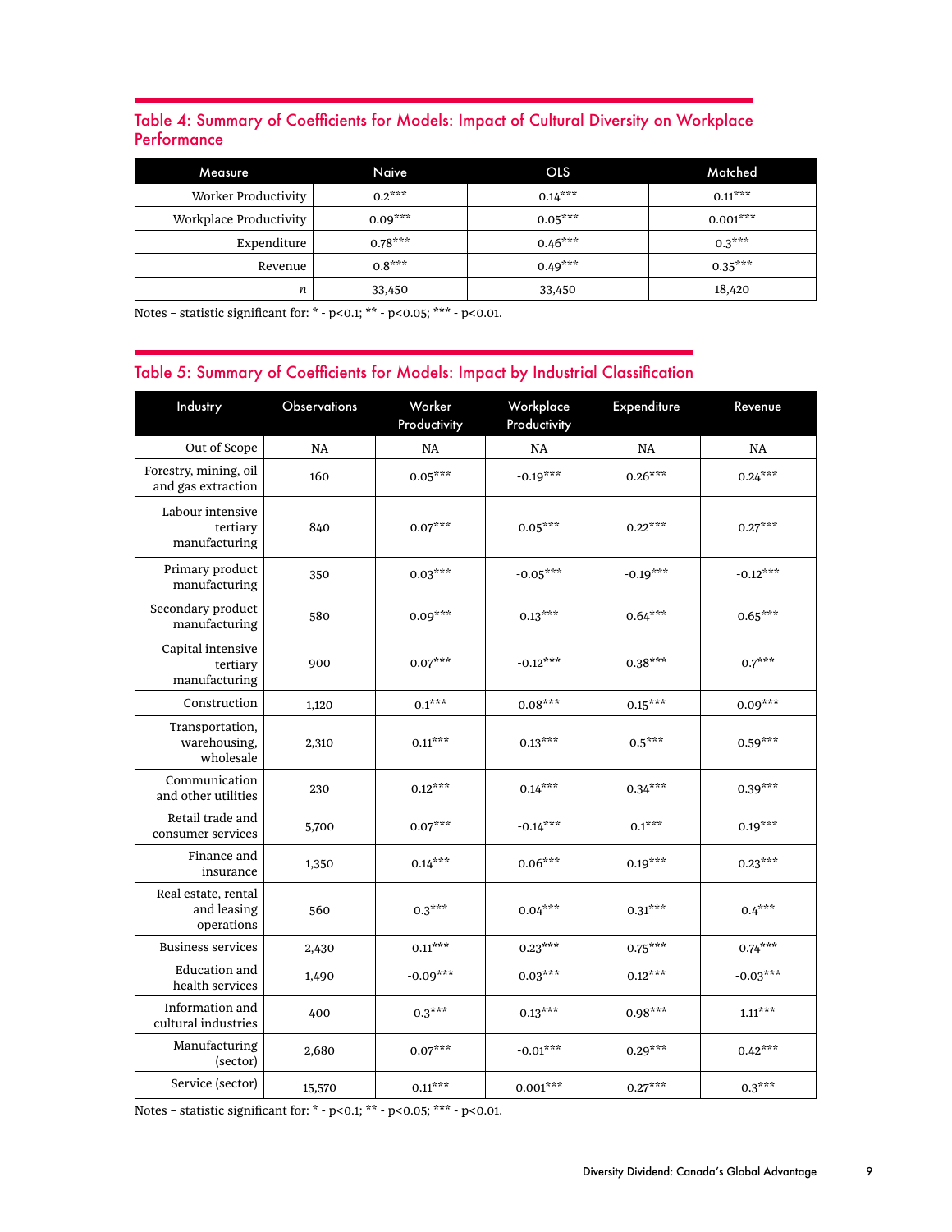## Table 4: Summary of Coefficients for Models: Impact of Cultural Diversity on Workplace Performance

| Measure | Naive | OLS | Matched |
|---|---|---|---|
| Worker Productivity | $0.2^{***}$ | $0.14^{***}$ | $0.11^{***}$ |
| Workplace Productivity | $0.09^{***}$ | $0.05^{***}$ | $0.001^{***}$ |
| Expenditure | $0.78^{***}$ | $0.46^{***}$ | $0.3^{***}$ |
| Revenue | $0.8^{***}$ | $0.49^{***}$ | $0.35^{***}$ |
| $n$ | 33,450 | 33,450 | 18,420 |

Notes – statistic significant for: * - p<0.1; ** - p<0.05; *** - p<0.01.

## Table 5: Summary of Coefficients for Models: Impact by Industrial Classification

| Industry | Observations | Worker Productivity | Workplace Productivity | Expenditure | Revenue |
|---|---|---|---|---|---|
| Out of Scope | NA | NA | NA | NA | NA |
| Forestry, mining, oil and gas extraction | 160 | $0.05^{***}$ | $-0.19^{***}$ | $0.26^{***}$ | $0.24^{***}$ |
| Labour intensive tertiary manufacturing | 840 | $0.07^{***}$ | $0.05^{***}$ | $0.22^{***}$ | $0.27^{***}$ |
| Primary product manufacturing | 350 | $0.03^{***}$ | $-0.05^{***}$ | $-0.19^{***}$ | $-0.12^{***}$ |
| Secondary product manufacturing | 580 | $0.09^{***}$ | $0.13^{***}$ | $0.64^{***}$ | $0.65^{***}$ |
| Capital intensive tertiary manufacturing | 900 | $0.07^{***}$ | $-0.12^{***}$ | $0.38^{***}$ | $0.7^{***}$ |
| Construction | 1,120 | $0.1^{***}$ | $0.08^{***}$ | $0.15^{***}$ | $0.09^{***}$ |
| Transportation, warehousing, wholesale | 2,310 | $0.11^{***}$ | $0.13^{***}$ | $0.5^{***}$ | $0.59^{***}$ |
| Communication and other utilities | 230 | $0.12^{***}$ | $0.14^{***}$ | $0.34^{***}$ | $0.39^{***}$ |
| Retail trade and consumer services | 5,700 | $0.07^{***}$ | $-0.14^{***}$ | $0.1^{***}$ | $0.19^{***}$ |
| Finance and insurance | 1,350 | $0.14^{***}$ | $0.06^{***}$ | $0.19^{***}$ | $0.23^{***}$ |
| Real estate, rental and leasing operations | 560 | $0.3^{***}$ | $0.04^{***}$ | $0.31^{***}$ | $0.4^{***}$ |
| Business services | 2,430 | $0.11^{***}$ | $0.23^{***}$ | $0.75^{***}$ | $0.74^{***}$ |
| Education and health services | 1,490 | $-0.09^{***}$ | $0.03^{***}$ | $0.12^{***}$ | $-0.03^{***}$ |
| Information and cultural industries | 400 | $0.3^{***}$ | $0.13^{***}$ | $0.98^{***}$ | $1.11^{***}$ |
| Manufacturing (sector) | 2,680 | $0.07^{***}$ | $-0.01^{***}$ | $0.29^{***}$ | $0.42^{***}$ |
| Service (sector) | 15,570 | $0.11^{***}$ | $0.001^{***}$ | $0.27^{***}$ | $0.3^{***}$ |

Notes – statistic significant for: * - p<0.1; ** - p<0.05; *** - p<0.01.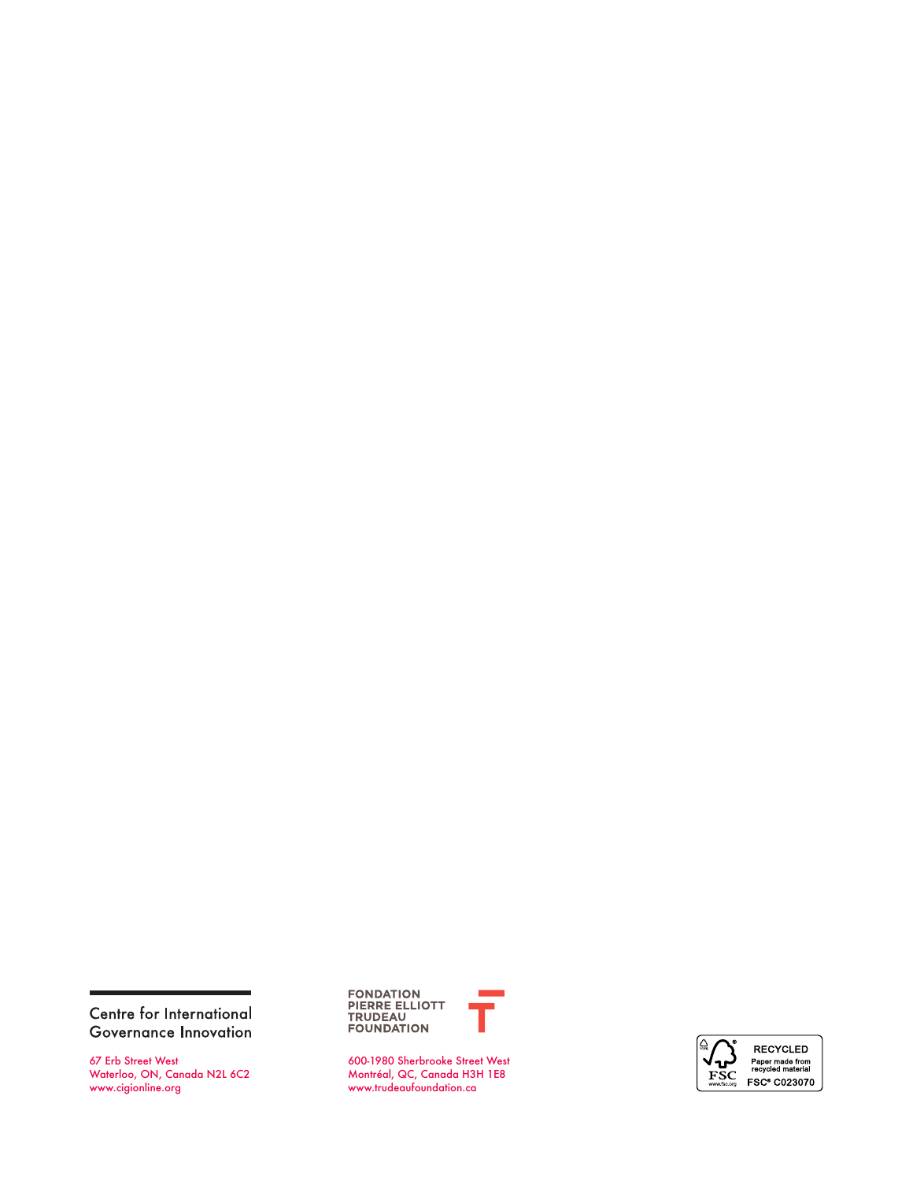Centre for International Governance Innovation

67 Erb Street West
Waterloo, ON, Canada N2L 6C2
www.cigionline.org

FONDATION
PIERRE ELLIOTT
TRUDEAU
FOUNDATION

600-1980 Sherbrooke Street West
Montréal, QC, Canada H3H 1E8
www.trudeaufoundation.ca

RECYCLED
Paper made from recycled material
FSC® C023070